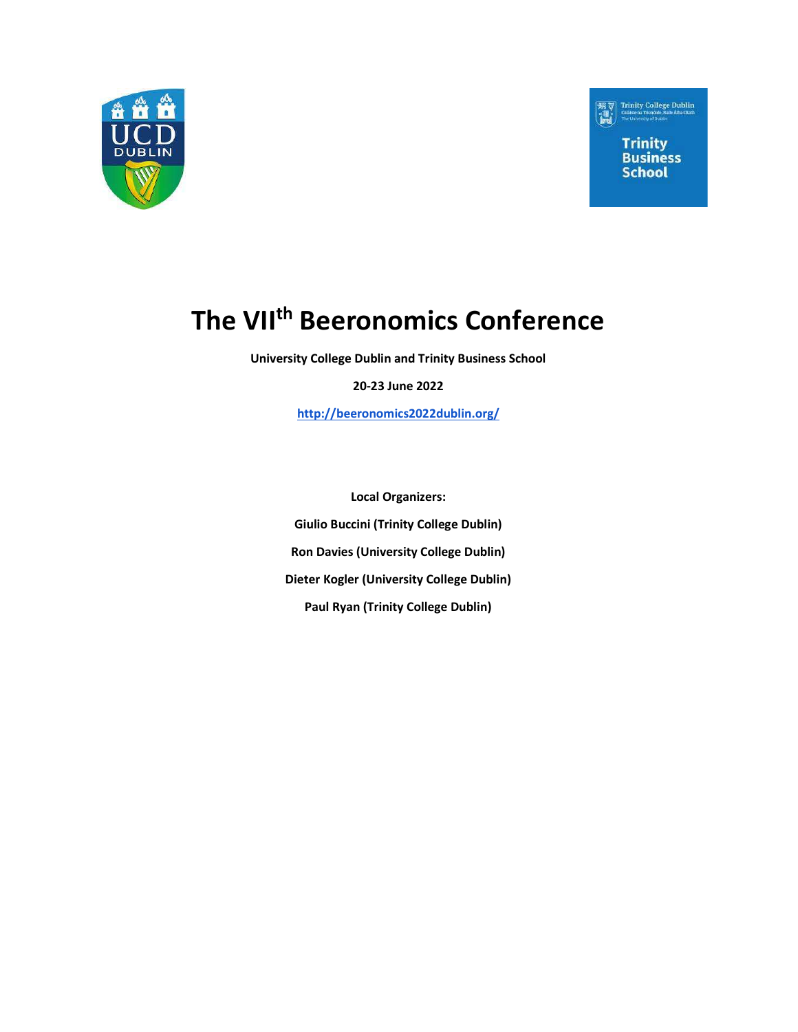# The VII$^{th}$ Beeronomics Conference

**University College Dublin and Trinity Business School**

**20-23 June 2022**

**http://beeronomics2022dublin.org/**

**Local Organizers:**

**Giulio Buccini (Trinity College Dublin)**

**Ron Davies (University College Dublin)**

**Dieter Kogler (University College Dublin)**

**Paul Ryan (Trinity College Dublin)**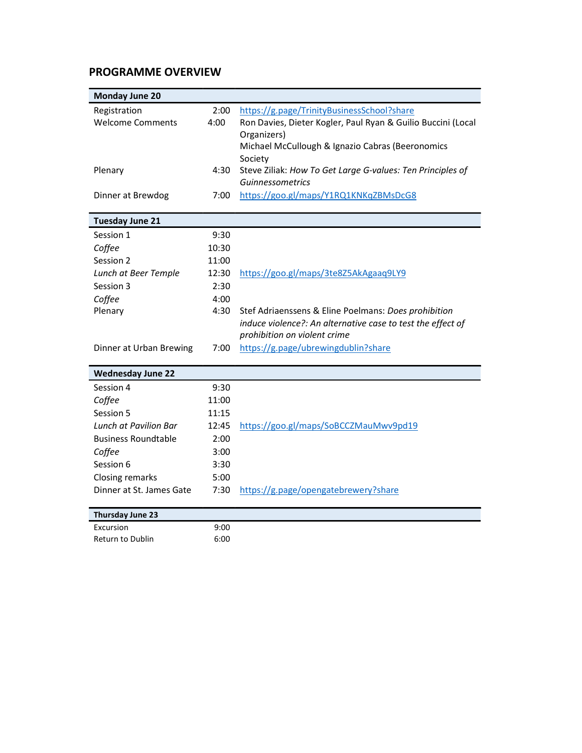## PROGRAMME OVERVIEW

| **Monday June 20** | | |
|---|---|---|
| Registration | 2:00 | https://g.page/TrinityBusinessSchool?share |
| Welcome Comments | 4:00 | Ron Davies, Dieter Kogler, Paul Ryan & Guilio Buccini (Local Organizers)<br>Michael McCullough & Ignazio Cabras (Beeronomics Society |
| Plenary | 4:30 | Steve Ziliak: *How To Get Large G-values: Ten Principles of Guinnessometrics* |
| Dinner at Brewdog | 7:00 | https://goo.gl/maps/Y1RQ1KNKqZBMsDcG8 |

| **Tuesday June 21** | | |
|---|---|---|
| Session 1 | 9:30 | |
| *Coffee* | 10:30 | |
| Session 2 | 11:00 | |
| *Lunch at Beer Temple* | 12:30 | https://goo.gl/maps/3te8Z5AkAgaaq9LY9 |
| Session 3 | 2:30 | |
| *Coffee* | 4:00 | |
| Plenary | 4:30 | Stef Adriaenssens & Eline Poelmans: *Does prohibition induce violence?: An alternative case to test the effect of prohibition on violent crime* |
| Dinner at Urban Brewing | 7:00 | https://g.page/ubrewingdublin?share |

| **Wednesday June 22** | | |
|---|---|---|
| Session 4 | 9:30 | |
| *Coffee* | 11:00 | |
| Session 5 | 11:15 | |
| *Lunch at Pavilion Bar* | 12:45 | https://goo.gl/maps/SoBCCZMauMwv9pd19 |
| Business Roundtable | 2:00 | |
| *Coffee* | 3:00 | |
| Session 6 | 3:30 | |
| Closing remarks | 5:00 | |
| Dinner at St. James Gate | 7:30 | https://g.page/opengatebrewery?share |

| **Thursday June 23** | | |
|---|---|---|
| Excursion | 9:00 | |
| Return to Dublin | 6:00 | |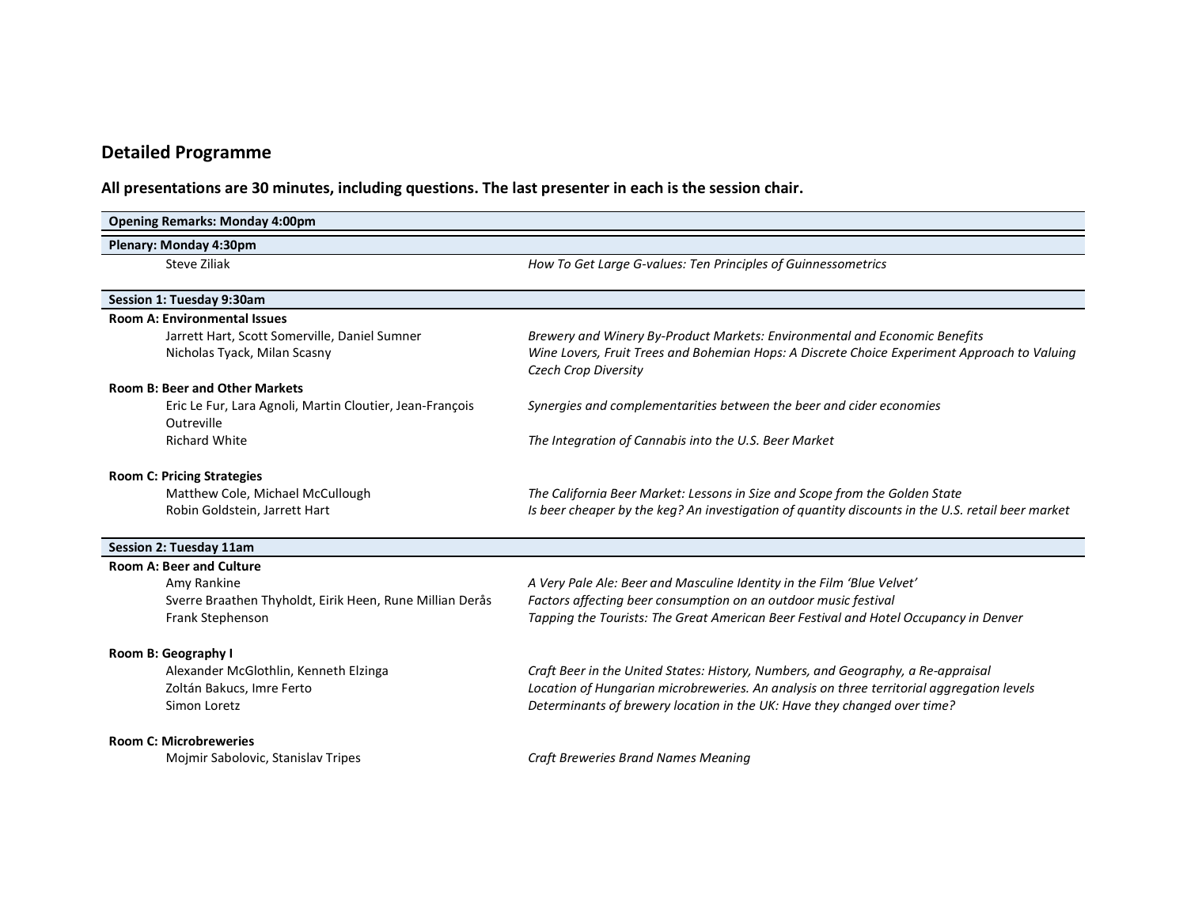## Detailed Programme

**All presentations are 30 minutes, including questions. The last presenter in each is the session chair.**

| | |
|---|---|
| **Opening Remarks: Monday 4:00pm** | |
| **Plenary: Monday 4:30pm** | |
| Steve Ziliak | *How To Get Large G-values: Ten Principles of Guinnessometrics* |
| **Session 1: Tuesday 9:30am** | |
| **Room A: Environmental Issues** | |
| Jarrett Hart, Scott Somerville, Daniel Sumner | *Brewery and Winery By-Product Markets: Environmental and Economic Benefits* |
| Nicholas Tyack, Milan Scasny | *Wine Lovers, Fruit Trees and Bohemian Hops: A Discrete Choice Experiment Approach to Valuing Czech Crop Diversity* |
| **Room B: Beer and Other Markets** | |
| Eric Le Fur, Lara Agnoli, Martin Cloutier, Jean-François Outreville | *Synergies and complementarities between the beer and cider economies* |
| Richard White | *The Integration of Cannabis into the U.S. Beer Market* |
| **Room C: Pricing Strategies** | |
| Matthew Cole, Michael McCullough | *The California Beer Market: Lessons in Size and Scope from the Golden State* |
| Robin Goldstein, Jarrett Hart | *Is beer cheaper by the keg? An investigation of quantity discounts in the U.S. retail beer market* |
| **Session 2: Tuesday 11am** | |
| **Room A: Beer and Culture** | |
| Amy Rankine | *A Very Pale Ale: Beer and Masculine Identity in the Film 'Blue Velvet'* |
| Sverre Braathen Thyholdt, Eirik Heen, Rune Millian Derås | *Factors affecting beer consumption on an outdoor music festival* |
| Frank Stephenson | *Tapping the Tourists: The Great American Beer Festival and Hotel Occupancy in Denver* |
| **Room B: Geography I** | |
| Alexander McGlothlin, Kenneth Elzinga | *Craft Beer in the United States: History, Numbers, and Geography, a Re-appraisal* |
| Zoltán Bakucs, Imre Ferto | *Location of Hungarian microbreweries. An analysis on three territorial aggregation levels* |
| Simon Loretz | *Determinants of brewery location in the UK: Have they changed over time?* |
| **Room C: Microbreweries** | |
| Mojmir Sabolovic, Stanislav Tripes | *Craft Breweries Brand Names Meaning* |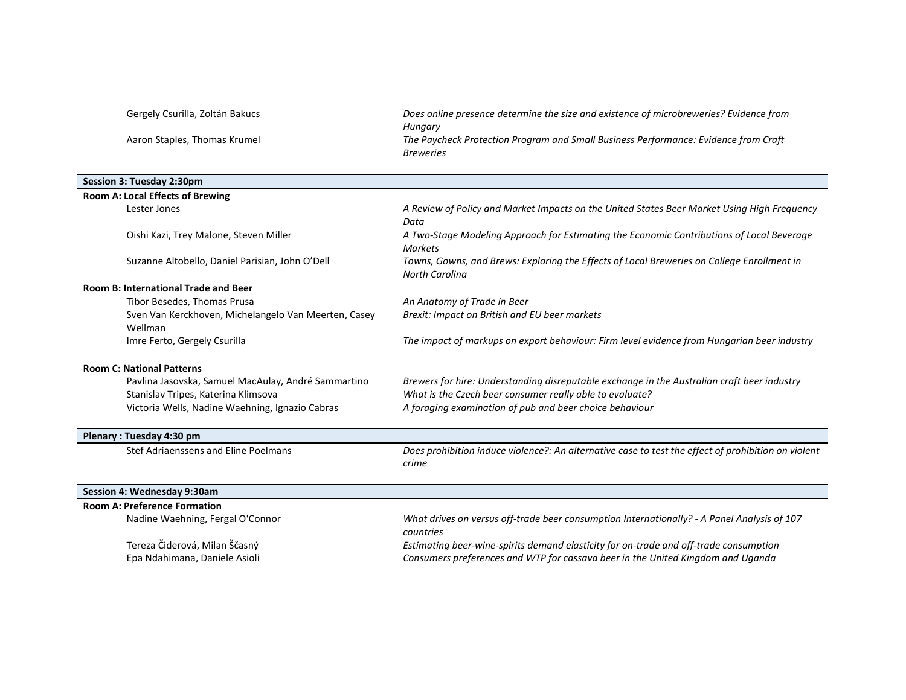| | |
|---|---|
| Gergely Csurilla, Zoltán Bakucs | *Does online presence determine the size and existence of microbreweries? Evidence from Hungary* |
| Aaron Staples, Thomas Krumel | *The Paycheck Protection Program and Small Business Performance: Evidence from Craft Breweries* |

**Session 3: Tuesday 2:30pm**

**Room A: Local Effects of Brewing**

| | |
|---|---|
| Lester Jones | *A Review of Policy and Market Impacts on the United States Beer Market Using High Frequency Data* |
| Oishi Kazi, Trey Malone, Steven Miller | *A Two-Stage Modeling Approach for Estimating the Economic Contributions of Local Beverage Markets* |
| Suzanne Altobello, Daniel Parisian, John O'Dell | *Towns, Gowns, and Brews: Exploring the Effects of Local Breweries on College Enrollment in North Carolina* |

**Room B: International Trade and Beer**

| | |
|---|---|
| Tibor Besedes, Thomas Prusa | *An Anatomy of Trade in Beer* |
| Sven Van Kerckhoven, Michelangelo Van Meerten, Casey Wellman | *Brexit: Impact on British and EU beer markets* |
| Imre Ferto, Gergely Csurilla | *The impact of markups on export behaviour: Firm level evidence from Hungarian beer industry* |

**Room C: National Patterns**

| | |
|---|---|
| Pavlina Jasovska, Samuel MacAulay, André Sammartino | *Brewers for hire: Understanding disreputable exchange in the Australian craft beer industry* |
| Stanislav Tripes, Katerina Klimsova | *What is the Czech beer consumer really able to evaluate?* |
| Victoria Wells, Nadine Waehning, Ignazio Cabras | *A foraging examination of pub and beer choice behaviour* |

**Plenary : Tuesday 4:30 pm**

| | |
|---|---|
| Stef Adriaenssens and Eline Poelmans | *Does prohibition induce violence?: An alternative case to test the effect of prohibition on violent crime* |

**Session 4: Wednesday 9:30am**

**Room A: Preference Formation**

| | |
|---|---|
| Nadine Waehning, Fergal O'Connor | *What drives on versus off-trade beer consumption Internationally? - A Panel Analysis of 107 countries* |
| Tereza Čiderová, Milan Ščasný | *Estimating beer-wine-spirits demand elasticity for on-trade and off-trade consumption* |
| Epa Ndahimana, Daniele Asioli | *Consumers preferences and WTP for cassava beer in the United Kingdom and Uganda* |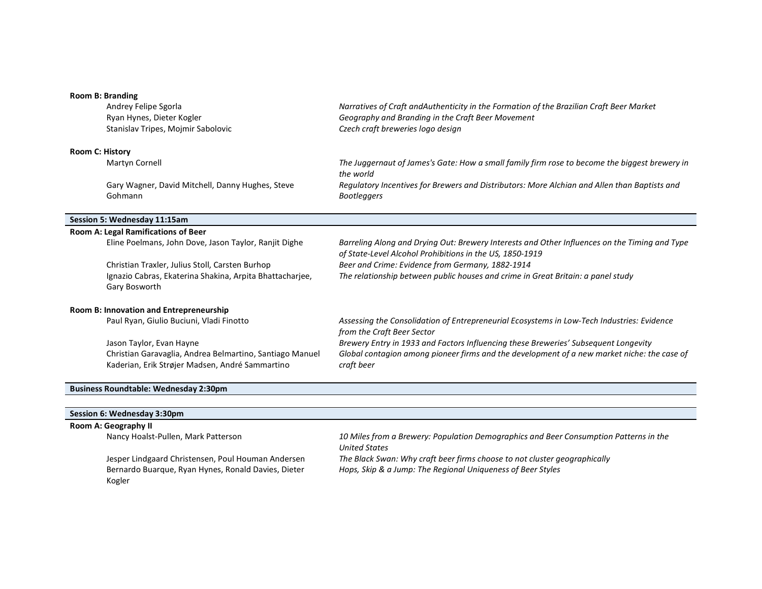**Room B: Branding**

| Authors | Title |
|---|---|
| Andrey Felipe Sgorla | *Narratives of Craft andAuthenticity in the Formation of the Brazilian Craft Beer Market* |
| Ryan Hynes, Dieter Kogler | *Geography and Branding in the Craft Beer Movement* |
| Stanislav Tripes, Mojmir Sabolovic | *Czech craft breweries logo design* |

**Room C: History**

| Authors | Title |
|---|---|
| Martyn Cornell | *The Juggernaut of James's Gate: How a small family firm rose to become the biggest brewery in the world* |
| Gary Wagner, David Mitchell, Danny Hughes, Steve Gohmann | *Regulatory Incentives for Brewers and Distributors: More Alchian and Allen than Baptists and Bootleggers* |

## Session 5: Wednesday 11:15am

**Room A: Legal Ramifications of Beer**

| Authors | Title |
|---|---|
| Eline Poelmans, John Dove, Jason Taylor, Ranjit Dighe | *Barreling Along and Drying Out: Brewery Interests and Other Influences on the Timing and Type of State-Level Alcohol Prohibitions in the US, 1850-1919* |
| Christian Traxler, Julius Stoll, Carsten Burhop | *Beer and Crime: Evidence from Germany, 1882-1914* |
| Ignazio Cabras, Ekaterina Shakina, Arpita Bhattacharjee, Gary Bosworth | *The relationship between public houses and crime in Great Britain: a panel study* |

**Room B: Innovation and Entrepreneurship**

| Authors | Title |
|---|---|
| Paul Ryan, Giulio Buciuni, Vladi Finotto | *Assessing the Consolidation of Entrepreneurial Ecosystems in Low-Tech Industries: Evidence from the Craft Beer Sector* |
| Jason Taylor, Evan Hayne | *Brewery Entry in 1933 and Factors Influencing these Breweries' Subsequent Longevity* |
| Christian Garavaglia, Andrea Belmartino, Santiago Manuel Kaderian, Erik Strøjer Madsen, André Sammartino | *Global contagion among pioneer firms and the development of a new market niche: the case of craft beer* |

## Business Roundtable: Wednesday 2:30pm

## Session 6: Wednesday 3:30pm

**Room A: Geography II**

| Authors | Title |
|---|---|
| Nancy Hoalst-Pullen, Mark Patterson | *10 Miles from a Brewery: Population Demographics and Beer Consumption Patterns in the United States* |
| Jesper Lindgaard Christensen, Poul Houman Andersen | *The Black Swan: Why craft beer firms choose to not cluster geographically* |
| Bernardo Buarque, Ryan Hynes, Ronald Davies, Dieter Kogler | *Hops, Skip & a Jump: The Regional Uniqueness of Beer Styles* |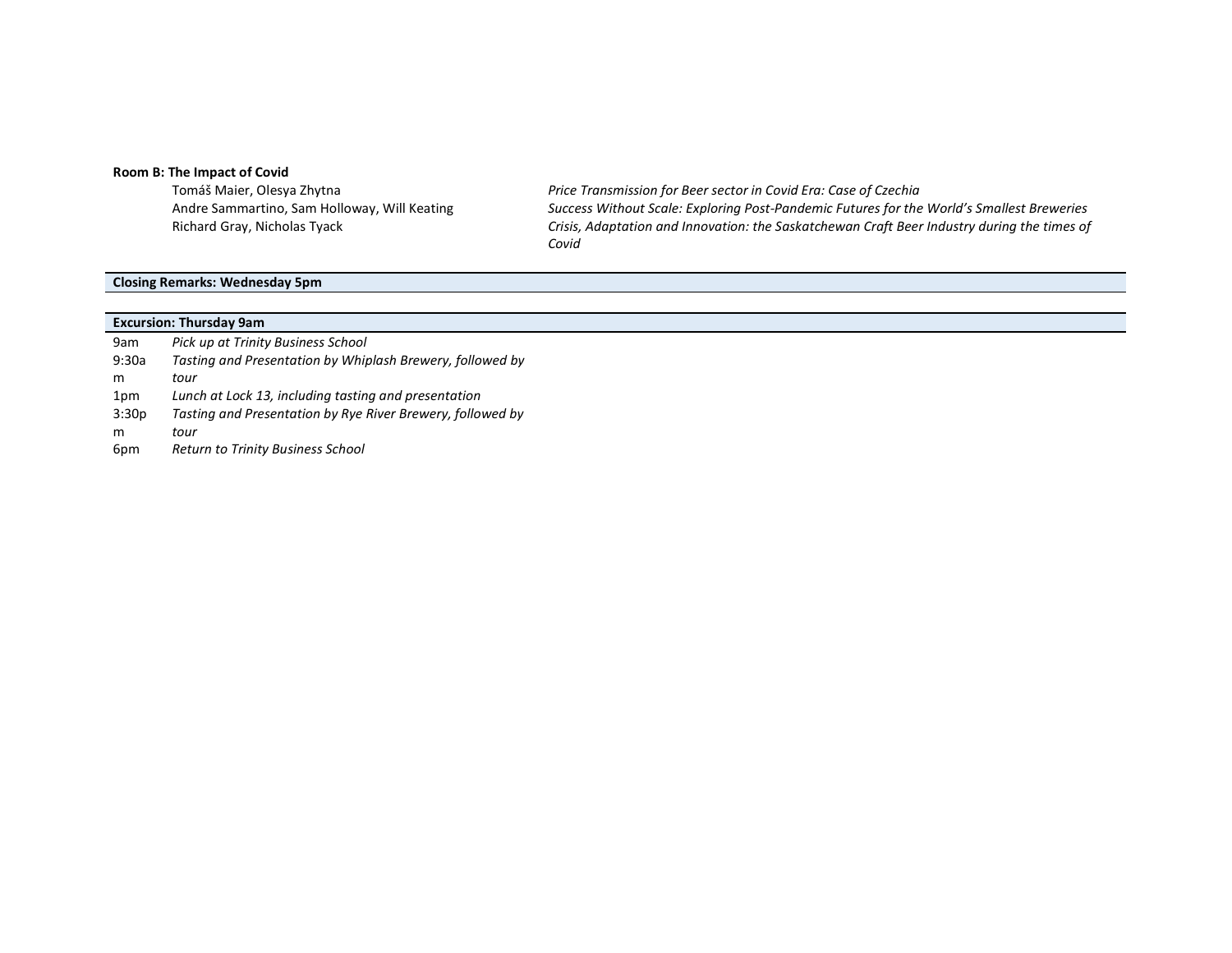**Room B: The Impact of Covid**

| | |
|---|---|
| Tomáš Maier, Olesya Zhytna | *Price Transmission for Beer sector in Covid Era: Case of Czechia* |
| Andre Sammartino, Sam Holloway, Will Keating | *Success Without Scale: Exploring Post-Pandemic Futures for the World's Smallest Breweries* |
| Richard Gray, Nicholas Tyack | *Crisis, Adaptation and Innovation: the Saskatchewan Craft Beer Industry during the times of Covid* |

**Closing Remarks: Wednesday 5pm**

**Excursion: Thursday 9am**

| | |
|---|---|
| 9am | *Pick up at Trinity Business School* |
| 9:30am | *Tasting and Presentation by Whiplash Brewery, followed by tour* |
| 1pm | *Lunch at Lock 13, including tasting and presentation* |
| 3:30pm | *Tasting and Presentation by Rye River Brewery, followed by tour* |
| 6pm | *Return to Trinity Business School* |